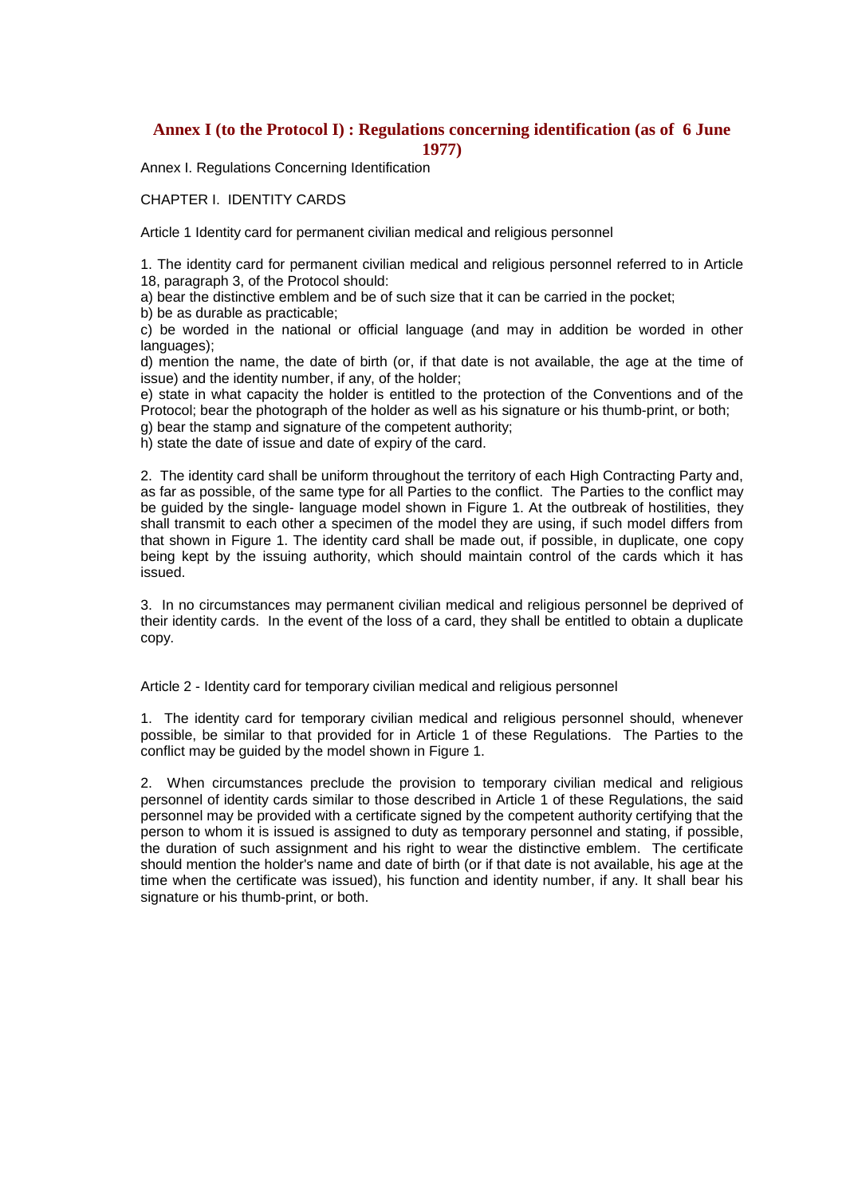# Annex I (to the Protocol I) : Regulations concerning identification (as of 6 June 1977)

Annex I. Regulations Concerning Identification

## CHAPTER I. IDENTITY CARDS

### Article 1 Identity card for permanent civilian medical and religious personnel

1. The identity card for permanent civilian medical and religious personnel referred to in Article 18, paragraph 3, of the Protocol should:

a) bear the distinctive emblem and be of such size that it can be carried in the pocket;
b) be as durable as practicable;
c) be worded in the national or official language (and may in addition be worded in other languages);
d) mention the name, the date of birth (or, if that date is not available, the age at the time of issue) and the identity number, if any, of the holder;
e) state in what capacity the holder is entitled to the protection of the Conventions and of the Protocol; bear the photograph of the holder as well as his signature or his thumb-print, or both;
g) bear the stamp and signature of the competent authority;
h) state the date of issue and date of expiry of the card.

2. The identity card shall be uniform throughout the territory of each High Contracting Party and, as far as possible, of the same type for all Parties to the conflict. The Parties to the conflict may be guided by the single- language model shown in Figure 1. At the outbreak of hostilities, they shall transmit to each other a specimen of the model they are using, if such model differs from that shown in Figure 1. The identity card shall be made out, if possible, in duplicate, one copy being kept by the issuing authority, which should maintain control of the cards which it has issued.

3. In no circumstances may permanent civilian medical and religious personnel be deprived of their identity cards. In the event of the loss of a card, they shall be entitled to obtain a duplicate copy.

### Article 2 - Identity card for temporary civilian medical and religious personnel

1. The identity card for temporary civilian medical and religious personnel should, whenever possible, be similar to that provided for in Article 1 of these Regulations. The Parties to the conflict may be guided by the model shown in Figure 1.

2. When circumstances preclude the provision to temporary civilian medical and religious personnel of identity cards similar to those described in Article 1 of these Regulations, the said personnel may be provided with a certificate signed by the competent authority certifying that the person to whom it is issued is assigned to duty as temporary personnel and stating, if possible, the duration of such assignment and his right to wear the distinctive emblem. The certificate should mention the holder's name and date of birth (or if that date is not available, his age at the time when the certificate was issued), his function and identity number, if any. It shall bear his signature or his thumb-print, or both.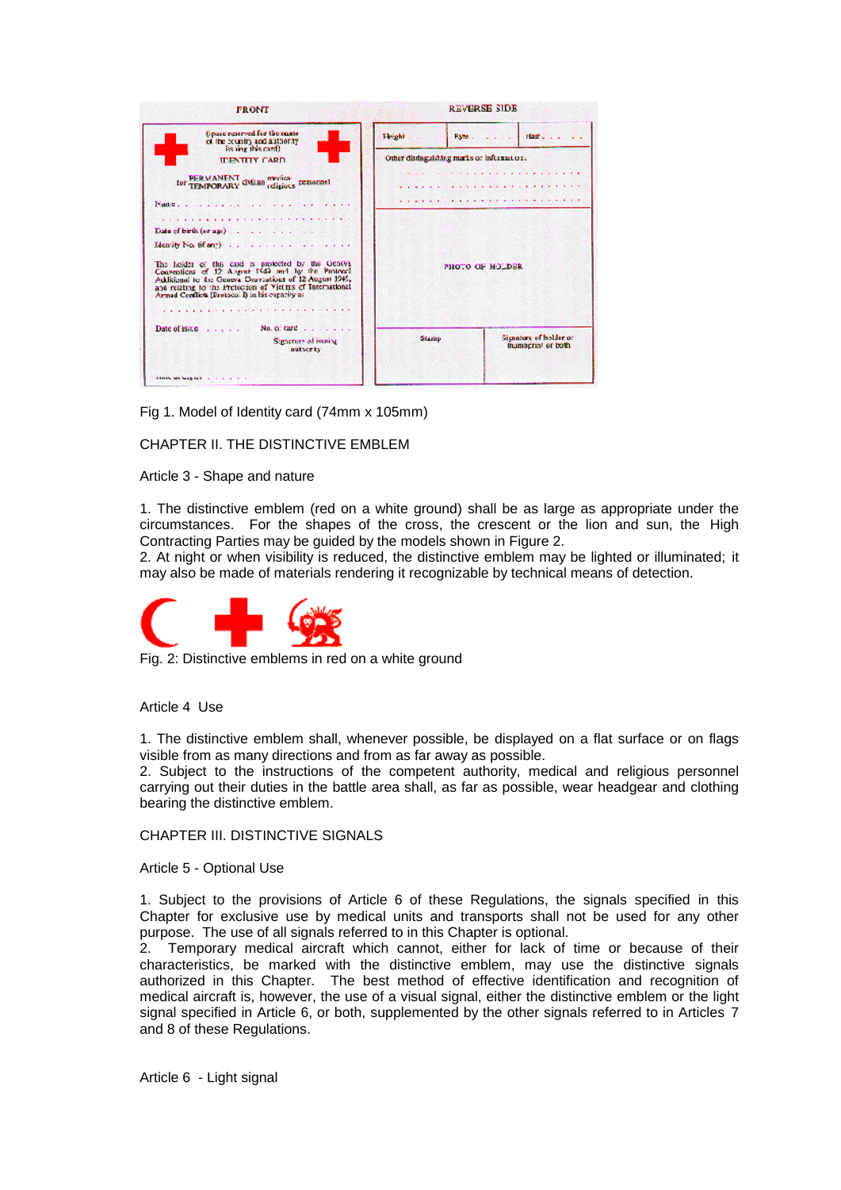Fig 1. Model of Identity card (74mm x 105mm)

## CHAPTER II. THE DISTINCTIVE EMBLEM

### Article 3 - Shape and nature

1. The distinctive emblem (red on a white ground) shall be as large as appropriate under the circumstances. For the shapes of the cross, the crescent or the lion and sun, the High Contracting Parties may be guided by the models shown in Figure 2.
2. At night or when visibility is reduced, the distinctive emblem may be lighted or illuminated; it may also be made of materials rendering it recognizable by technical means of detection.

Fig. 2: Distinctive emblems in red on a white ground

### Article 4 Use

1. The distinctive emblem shall, whenever possible, be displayed on a flat surface or on flags visible from as many directions and from as far away as possible.
2. Subject to the instructions of the competent authority, medical and religious personnel carrying out their duties in the battle area shall, as far as possible, wear headgear and clothing bearing the distinctive emblem.

## CHAPTER III. DISTINCTIVE SIGNALS

### Article 5 - Optional Use

1. Subject to the provisions of Article 6 of these Regulations, the signals specified in this Chapter for exclusive use by medical units and transports shall not be used for any other purpose. The use of all signals referred to in this Chapter is optional.
2. Temporary medical aircraft which cannot, either for lack of time or because of their characteristics, be marked with the distinctive emblem, may use the distinctive signals authorized in this Chapter. The best method of effective identification and recognition of medical aircraft is, however, the use of a visual signal, either the distinctive emblem or the light signal specified in Article 6, or both, supplemented by the other signals referred to in Articles 7 and 8 of these Regulations.

### Article 6 - Light signal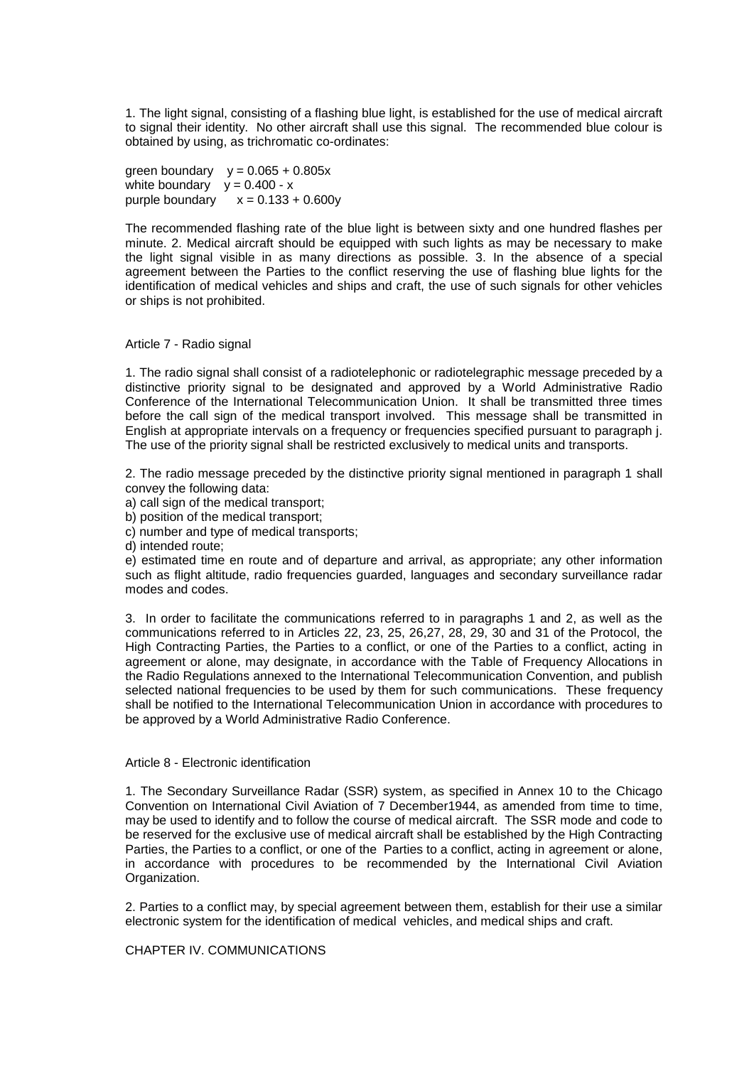1. The light signal, consisting of a flashing blue light, is established for the use of medical aircraft to signal their identity. No other aircraft shall use this signal. The recommended blue colour is obtained by using, as trichromatic co-ordinates:

green boundary $y = 0.065 + 0.805x$
white boundary $y = 0.400 - x$
purple boundary $x = 0.133 + 0.600y$

The recommended flashing rate of the blue light is between sixty and one hundred flashes per minute. 2. Medical aircraft should be equipped with such lights as may be necessary to make the light signal visible in as many directions as possible. 3. In the absence of a special agreement between the Parties to the conflict reserving the use of flashing blue lights for the identification of medical vehicles and ships and craft, the use of such signals for other vehicles or ships is not prohibited.

Article 7 - Radio signal

1. The radio signal shall consist of a radiotelephonic or radiotelegraphic message preceded by a distinctive priority signal to be designated and approved by a World Administrative Radio Conference of the International Telecommunication Union. It shall be transmitted three times before the call sign of the medical transport involved. This message shall be transmitted in English at appropriate intervals on a frequency or frequencies specified pursuant to paragraph j. The use of the priority signal shall be restricted exclusively to medical units and transports.

2. The radio message preceded by the distinctive priority signal mentioned in paragraph 1 shall convey the following data:

a) call sign of the medical transport;
b) position of the medical transport;
c) number and type of medical transports;
d) intended route;
e) estimated time en route and of departure and arrival, as appropriate; any other information such as flight altitude, radio frequencies guarded, languages and secondary surveillance radar modes and codes.

3. In order to facilitate the communications referred to in paragraphs 1 and 2, as well as the communications referred to in Articles 22, 23, 25, 26,27, 28, 29, 30 and 31 of the Protocol, the High Contracting Parties, the Parties to a conflict, or one of the Parties to a conflict, acting in agreement or alone, may designate, in accordance with the Table of Frequency Allocations in the Radio Regulations annexed to the International Telecommunication Convention, and publish selected national frequencies to be used by them for such communications. These frequency shall be notified to the International Telecommunication Union in accordance with procedures to be approved by a World Administrative Radio Conference.

Article 8 - Electronic identification

1. The Secondary Surveillance Radar (SSR) system, as specified in Annex 10 to the Chicago Convention on International Civil Aviation of 7 December1944, as amended from time to time, may be used to identify and to follow the course of medical aircraft. The SSR mode and code to be reserved for the exclusive use of medical aircraft shall be established by the High Contracting Parties, the Parties to a conflict, or one of the Parties to a conflict, acting in agreement or alone, in accordance with procedures to be recommended by the International Civil Aviation Organization.

2. Parties to a conflict may, by special agreement between them, establish for their use a similar electronic system for the identification of medical vehicles, and medical ships and craft.

CHAPTER IV. COMMUNICATIONS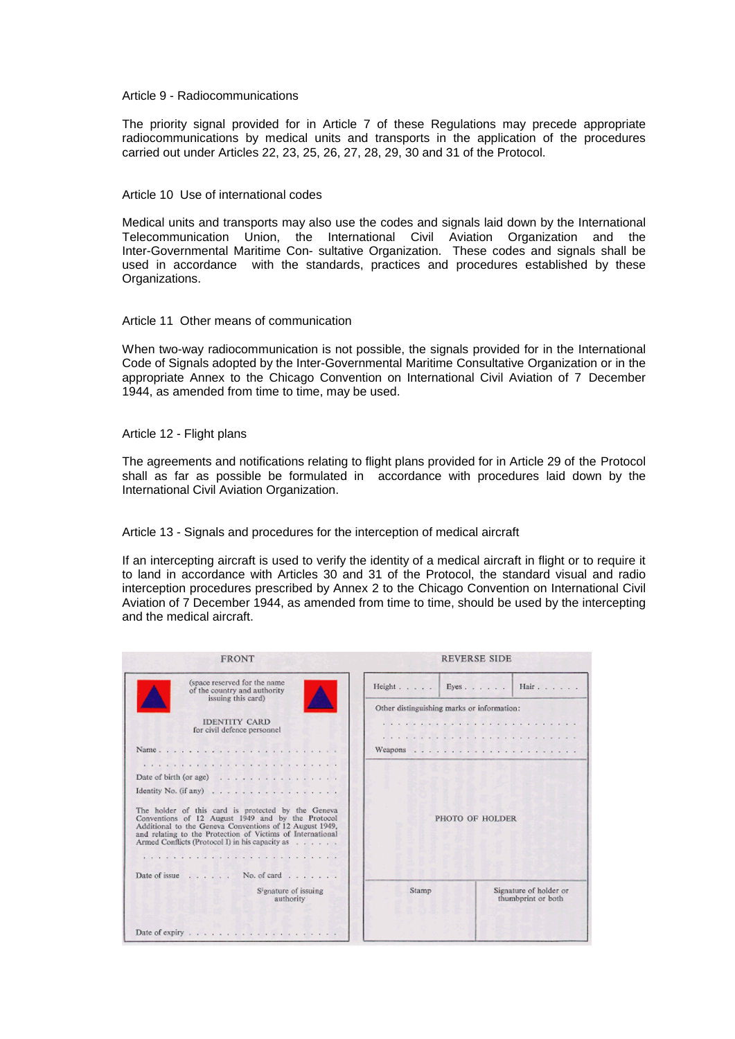Article 9 - Radiocommunications

The priority signal provided for in Article 7 of these Regulations may precede appropriate radiocommunications by medical units and transports in the application of the procedures carried out under Articles 22, 23, 25, 26, 27, 28, 29, 30 and 31 of the Protocol.

Article 10 Use of international codes

Medical units and transports may also use the codes and signals laid down by the International Telecommunication Union, the International Civil Aviation Organization and the Inter-Governmental Maritime Con- sultative Organization. These codes and signals shall be used in accordance with the standards, practices and procedures established by these Organizations.

Article 11 Other means of communication

When two-way radiocommunication is not possible, the signals provided for in the International Code of Signals adopted by the Inter-Governmental Maritime Consultative Organization or in the appropriate Annex to the Chicago Convention on International Civil Aviation of 7 December 1944, as amended from time to time, may be used.

Article 12 - Flight plans

The agreements and notifications relating to flight plans provided for in Article 29 of the Protocol shall as far as possible be formulated in accordance with procedures laid down by the International Civil Aviation Organization.

Article 13 - Signals and procedures for the interception of medical aircraft

If an intercepting aircraft is used to verify the identity of a medical aircraft in flight or to require it to land in accordance with Articles 30 and 31 of the Protocol, the standard visual and radio interception procedures prescribed by Annex 2 to the Chicago Convention on International Civil Aviation of 7 December 1944, as amended from time to time, should be used by the intercepting and the medical aircraft.

FRONT

(space reserved for the name of the country and authority issuing this card)

IDENTITY CARD
for civil defence personnel

Name . . . . . . . . . . . . . . . . . . . . . . . .

Date of birth (or age) . . . . . . . . . . . . . . .

Identity No. (if any) . . . . . . . . . . . . . . . .

The holder of this card is protected by the Geneva Conventions of 12 August 1949 and by the Protocol Additional to the Geneva Conventions of 12 August 1949, and relating to the Protection of Victims of International Armed Conflicts (Protocol I) in his capacity as . . . . . .

Date of issue . . . . . . No. of card . . . . . . .

Signature of issuing authority

Date of expiry . . . . . . . . . . . . . . . . . . .

REVERSE SIDE

| Height . . . . . | Eyes . . . . . . | Hair . . . . . . |
|---|---|---|

Other distinguishing marks or information: . . . . . . . . . . . . . . . . . . . . . .

Weapons . . . . . . . . . . . . . . . . . . . . . .

PHOTO OF HOLDER

| Stamp | Signature of holder or thumbprint or both |
|---|---|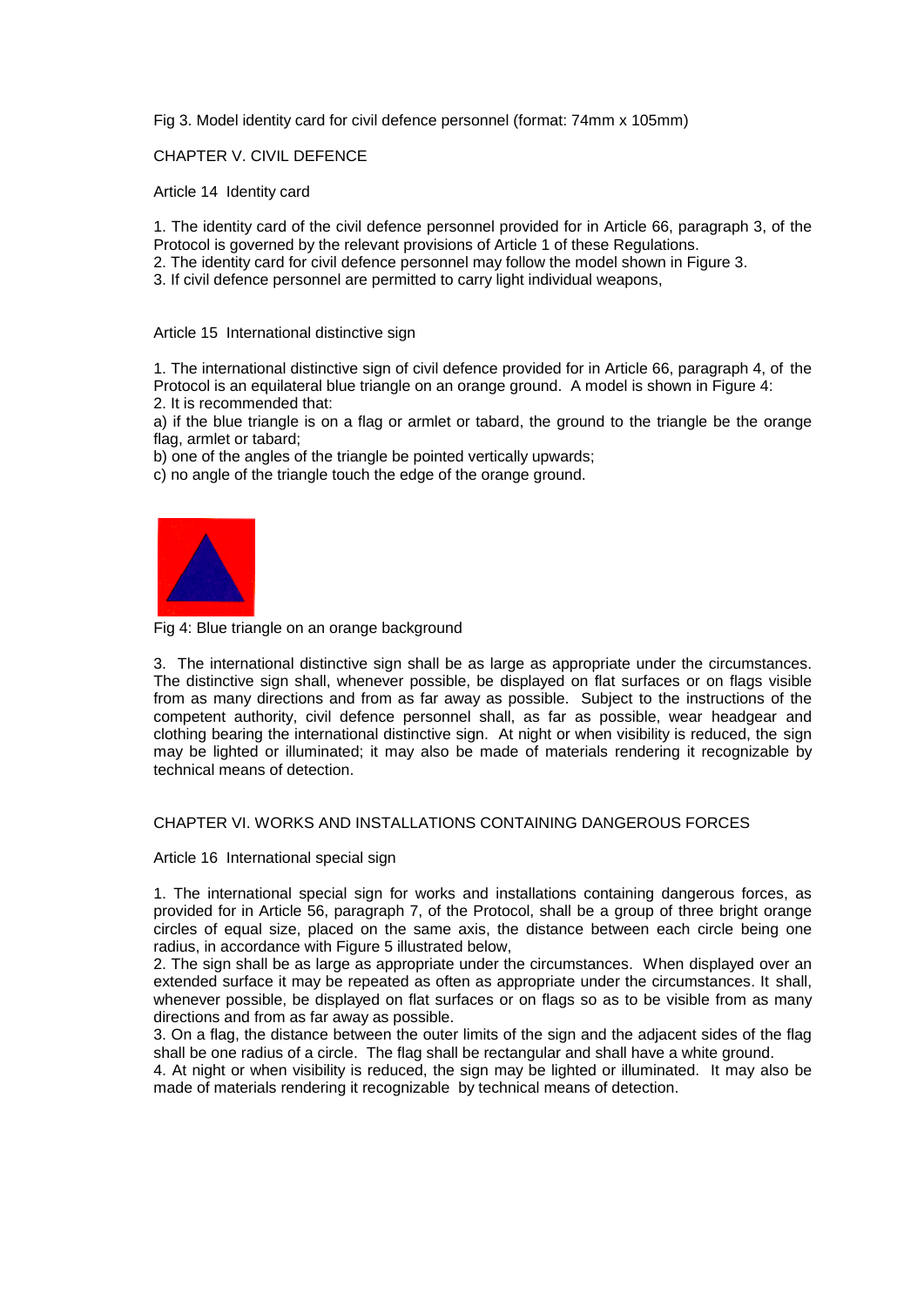Fig 3. Model identity card for civil defence personnel (format: 74mm x 105mm)

## CHAPTER V. CIVIL DEFENCE

### Article 14 Identity card

1. The identity card of the civil defence personnel provided for in Article 66, paragraph 3, of the Protocol is governed by the relevant provisions of Article 1 of these Regulations.
2. The identity card for civil defence personnel may follow the model shown in Figure 3.
3. If civil defence personnel are permitted to carry light individual weapons,

### Article 15 International distinctive sign

1. The international distinctive sign of civil defence provided for in Article 66, paragraph 4, of the Protocol is an equilateral blue triangle on an orange ground. A model is shown in Figure 4:
2. It is recommended that:

a) if the blue triangle is on a flag or armlet or tabard, the ground to the triangle be the orange flag, armlet or tabard;
b) one of the angles of the triangle be pointed vertically upwards;
c) no angle of the triangle touch the edge of the orange ground.

Fig 4: Blue triangle on an orange background

3. The international distinctive sign shall be as large as appropriate under the circumstances. The distinctive sign shall, whenever possible, be displayed on flat surfaces or on flags visible from as many directions and from as far away as possible. Subject to the instructions of the competent authority, civil defence personnel shall, as far as possible, wear headgear and clothing bearing the international distinctive sign. At night or when visibility is reduced, the sign may be lighted or illuminated; it may also be made of materials rendering it recognizable by technical means of detection.

## CHAPTER VI. WORKS AND INSTALLATIONS CONTAINING DANGEROUS FORCES

### Article 16 International special sign

1. The international special sign for works and installations containing dangerous forces, as provided for in Article 56, paragraph 7, of the Protocol, shall be a group of three bright orange circles of equal size, placed on the same axis, the distance between each circle being one radius, in accordance with Figure 5 illustrated below,
2. The sign shall be as large as appropriate under the circumstances. When displayed over an extended surface it may be repeated as often as appropriate under the circumstances. It shall, whenever possible, be displayed on flat surfaces or on flags so as to be visible from as many directions and from as far away as possible.
3. On a flag, the distance between the outer limits of the sign and the adjacent sides of the flag shall be one radius of a circle. The flag shall be rectangular and shall have a white ground.
4. At night or when visibility is reduced, the sign may be lighted or illuminated. It may also be made of materials rendering it recognizable by technical means of detection.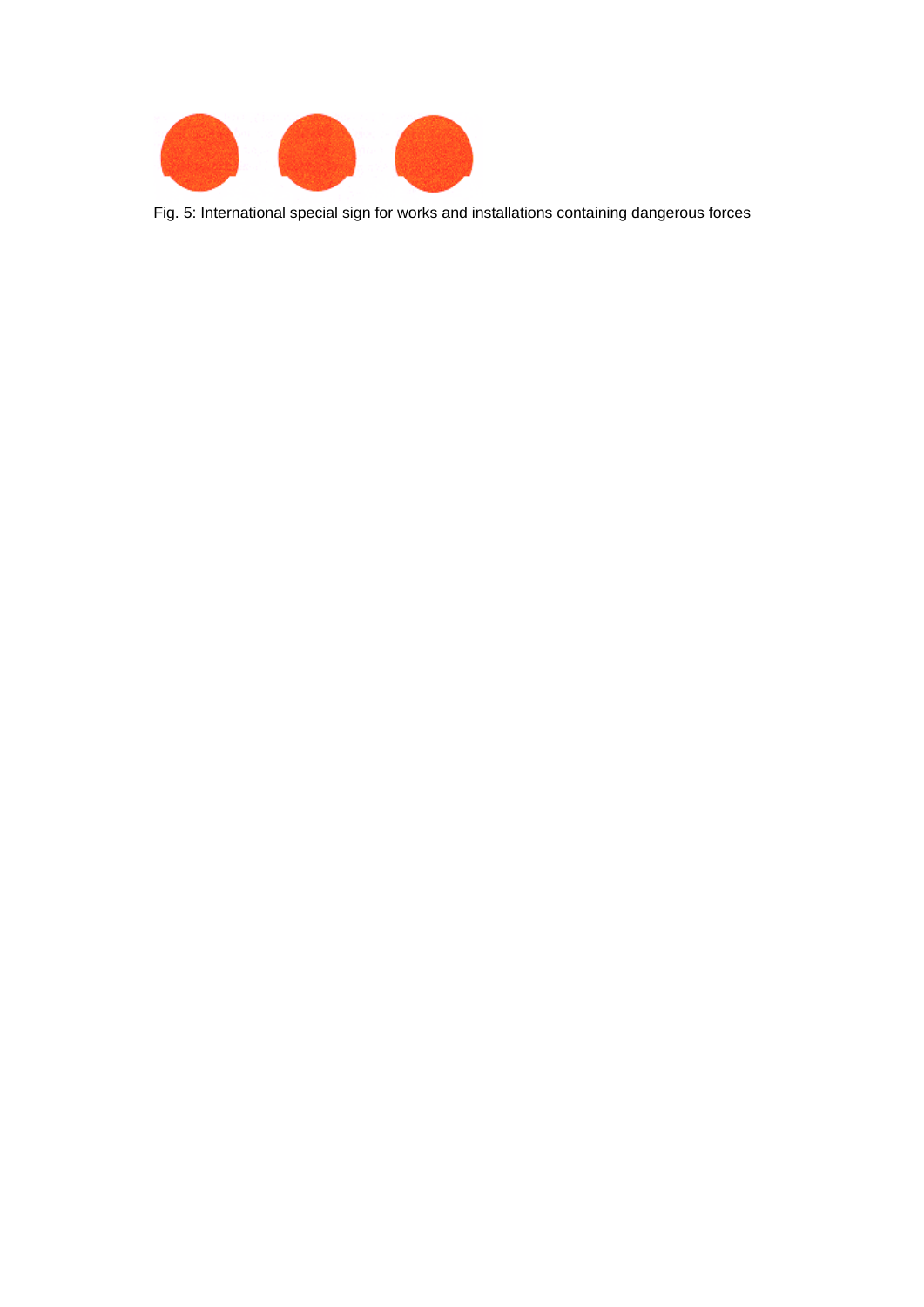Fig. 5: International special sign for works and installations containing dangerous forces